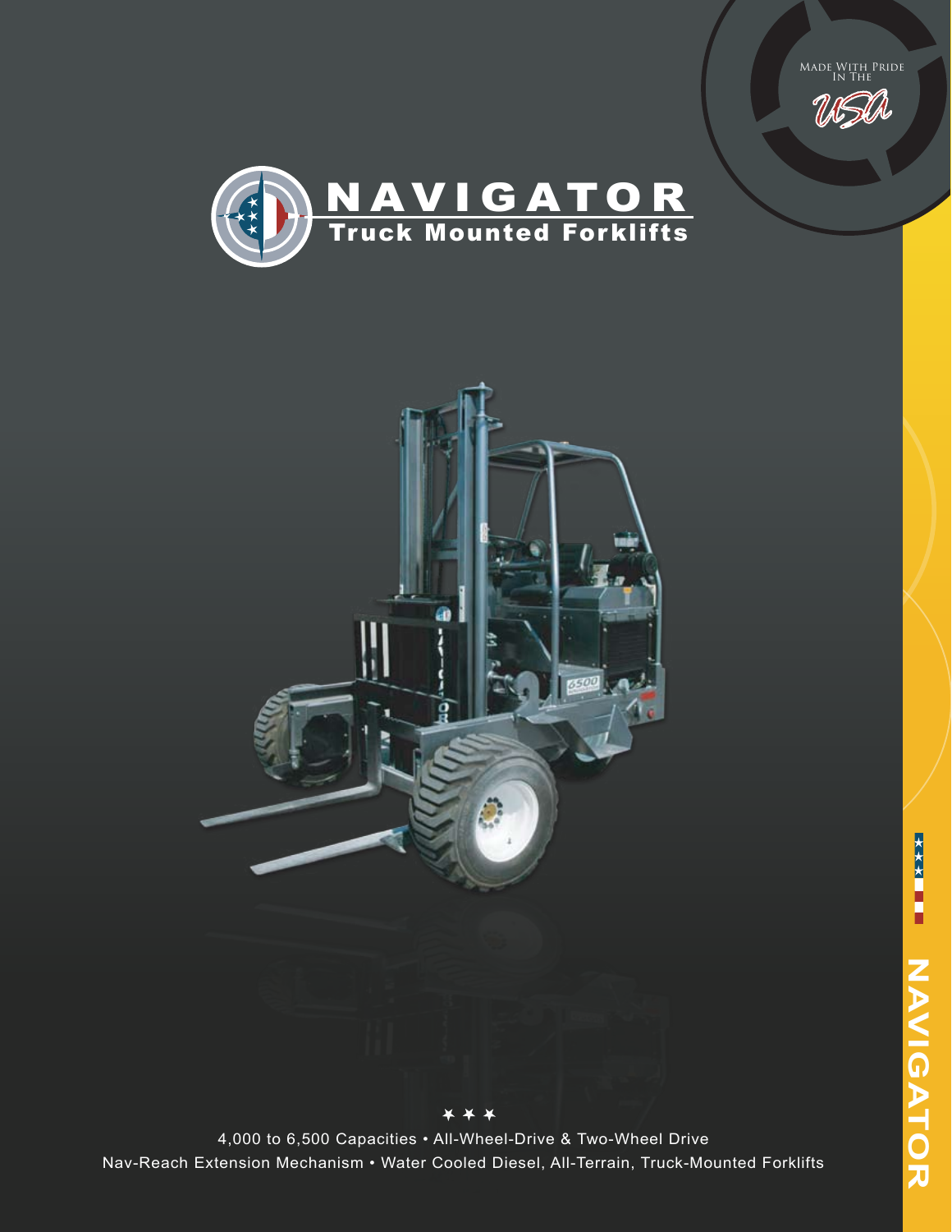Made With Pride In The USA

# NAVIGATOR

## Truck Mounted Forklifts

★ ★ ★

4,000 to 6,500 Capacities • All-Wheel-Drive & Two-Wheel Drive

Nav-Reach Extension Mechanism • Water Cooled Diesel, All-Terrain, Truck-Mounted Forklifts

NAVIGATOR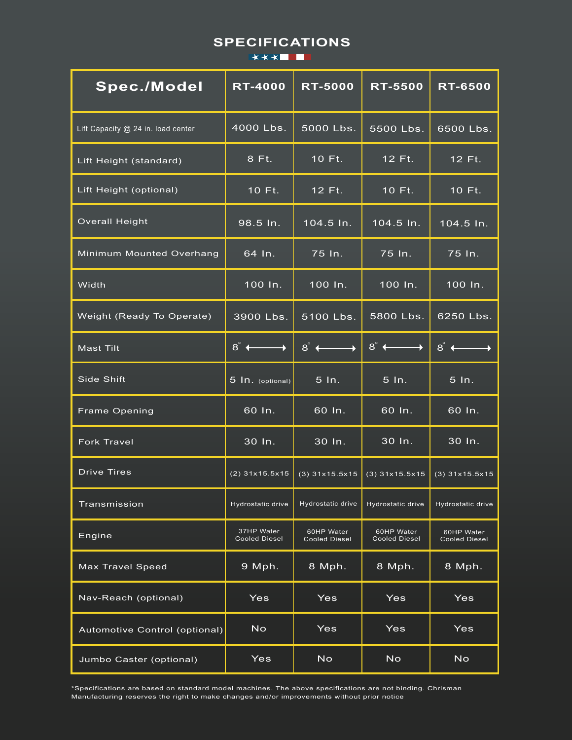# SPECIFICATIONS

| Spec./Model | RT-4000 | RT-5000 | RT-5500 | RT-6500 |
|---|---|---|---|---|
| Lift Capacity @ 24 in. load center | 4000 Lbs. | 5000 Lbs. | 5500 Lbs. | 6500 Lbs. |
| Lift Height (standard) | 8 Ft. | 10 Ft. | 12 Ft. | 12 Ft. |
| Lift Height (optional) | 10 Ft. | 12 Ft. | 10 Ft. | 10 Ft. |
| Overall Height | 98.5 In. | 104.5 In. | 104.5 In. | 104.5 In. |
| Minimum Mounted Overhang | 64 In. | 75 In. | 75 In. | 75 In. |
| Width | 100 In. | 100 In. | 100 In. | 100 In. |
| Weight (Ready To Operate) | 3900 Lbs. | 5100 Lbs. | 5800 Lbs. | 6250 Lbs. |
| Mast Tilt | 8° ⟷ | 8° ⟷ | 8° ⟷ | 8° ⟷ |
| Side Shift | 5 In. (optional) | 5 In. | 5 In. | 5 In. |
| Frame Opening | 60 In. | 60 In. | 60 In. | 60 In. |
| Fork Travel | 30 In. | 30 In. | 30 In. | 30 In. |
| Drive Tires | (2) 31x15.5x15 | (3) 31x15.5x15 | (3) 31x15.5x15 | (3) 31x15.5x15 |
| Transmission | Hydrostatic drive | Hydrostatic drive | Hydrostatic drive | Hydrostatic drive |
| Engine | 37HP Water Cooled Diesel | 60HP Water Cooled Diesel | 60HP Water Cooled Diesel | 60HP Water Cooled Diesel |
| Max Travel Speed | 9 Mph. | 8 Mph. | 8 Mph. | 8 Mph. |
| Nav-Reach (optional) | Yes | Yes | Yes | Yes |
| Automotive Control (optional) | No | Yes | Yes | Yes |
| Jumbo Caster (optional) | Yes | No | No | No |

*Specifications are based on standard model machines. The above specifications are not binding. Chrisman Manufacturing reserves the right to make changes and/or improvements without prior notice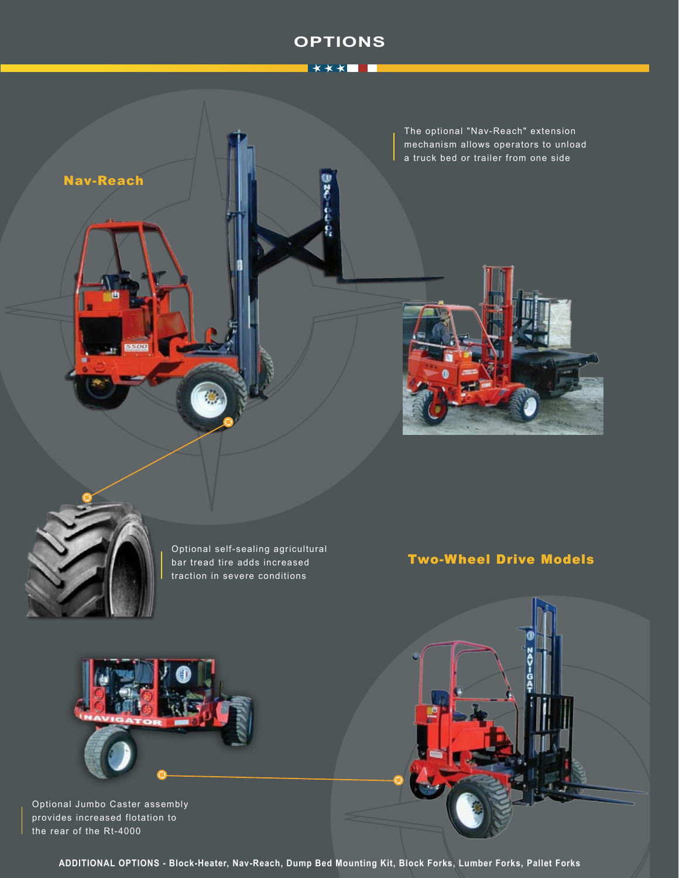# OPTIONS

## Nav-Reach

The optional "Nav-Reach" extension mechanism allows operators to unload a truck bed or trailer from one side

Optional self-sealing agricultural bar tread tire adds increased traction in severe conditions

## Two-Wheel Drive Models

Optional Jumbo Caster assembly provides increased flotation to the rear of the Rt-4000

**ADDITIONAL OPTIONS - Block-Heater, Nav-Reach, Dump Bed Mounting Kit, Block Forks, Lumber Forks, Pallet Forks**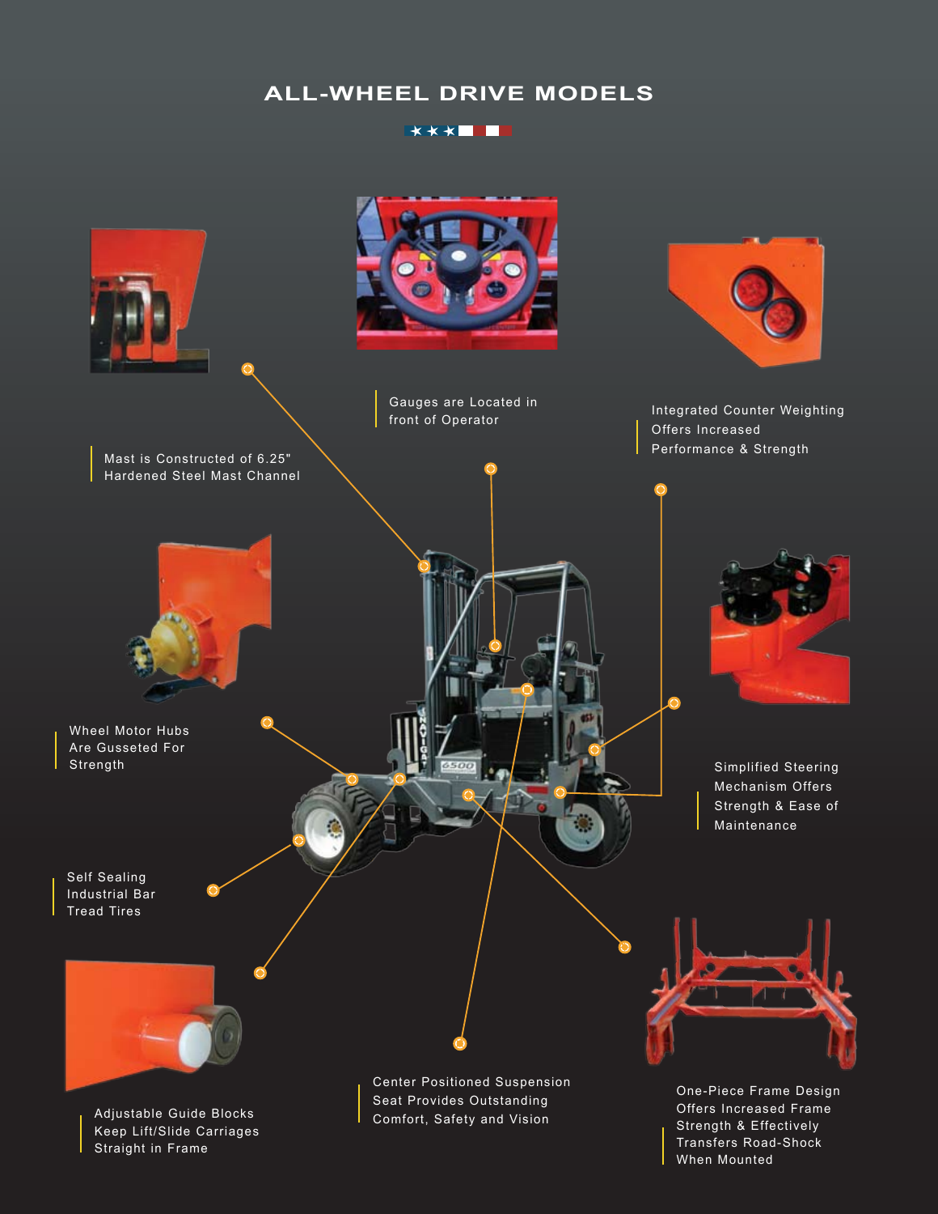# ALL-WHEEL DRIVE MODELS

Mast is Constructed of 6.25" Hardened Steel Mast Channel

Gauges are Located in front of Operator

Integrated Counter Weighting Offers Increased Performance & Strength

Wheel Motor Hubs Are Gusseted For Strength

Simplified Steering Mechanism Offers Strength & Ease of Maintenance

Self Sealing Industrial Bar Tread Tires

Adjustable Guide Blocks Keep Lift/Slide Carriages Straight in Frame

Center Positioned Suspension Seat Provides Outstanding Comfort, Safety and Vision

One-Piece Frame Design Offers Increased Frame Strength & Effectively Transfers Road-Shock When Mounted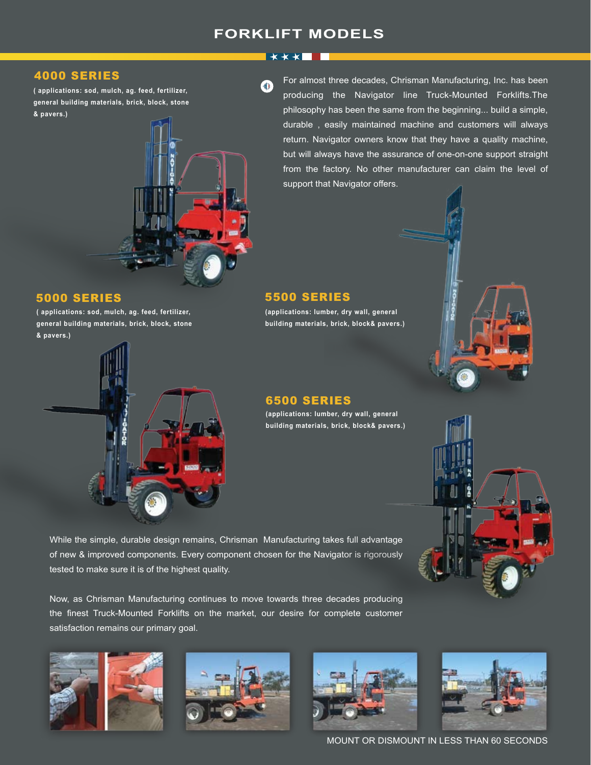# FORKLIFT MODELS

## 4000 SERIES

( applications: sod, mulch, ag. feed, fertilizer, general building materials, brick, block, stone & pavers.)

For almost three decades, Chrisman Manufacturing, Inc. has been producing the Navigator line Truck-Mounted Forklifts.The philosophy has been the same from the beginning... build a simple, durable , easily maintained machine and customers will always return. Navigator owners know that they have a quality machine, but will always have the assurance of one-on-one support straight from the factory. No other manufacturer can claim the level of support that Navigator offers.

## 5000 SERIES

( applications: sod, mulch, ag. feed, fertilizer, general building materials, brick, block, stone & pavers.)

## 5500 SERIES

(applications: lumber, dry wall, general building materials, brick, block& pavers.)

## 6500 SERIES

(applications: lumber, dry wall, general building materials, brick, block& pavers.)

While the simple, durable design remains, Chrisman Manufacturing takes full advantage of new & improved components. Every component chosen for the Navigator is rigorously tested to make sure it is of the highest quality.

Now, as Chrisman Manufacturing continues to move towards three decades producing the finest Truck-Mounted Forklifts on the market, our desire for complete customer satisfaction remains our primary goal.

MOUNT OR DISMOUNT IN LESS THAN 60 SECONDS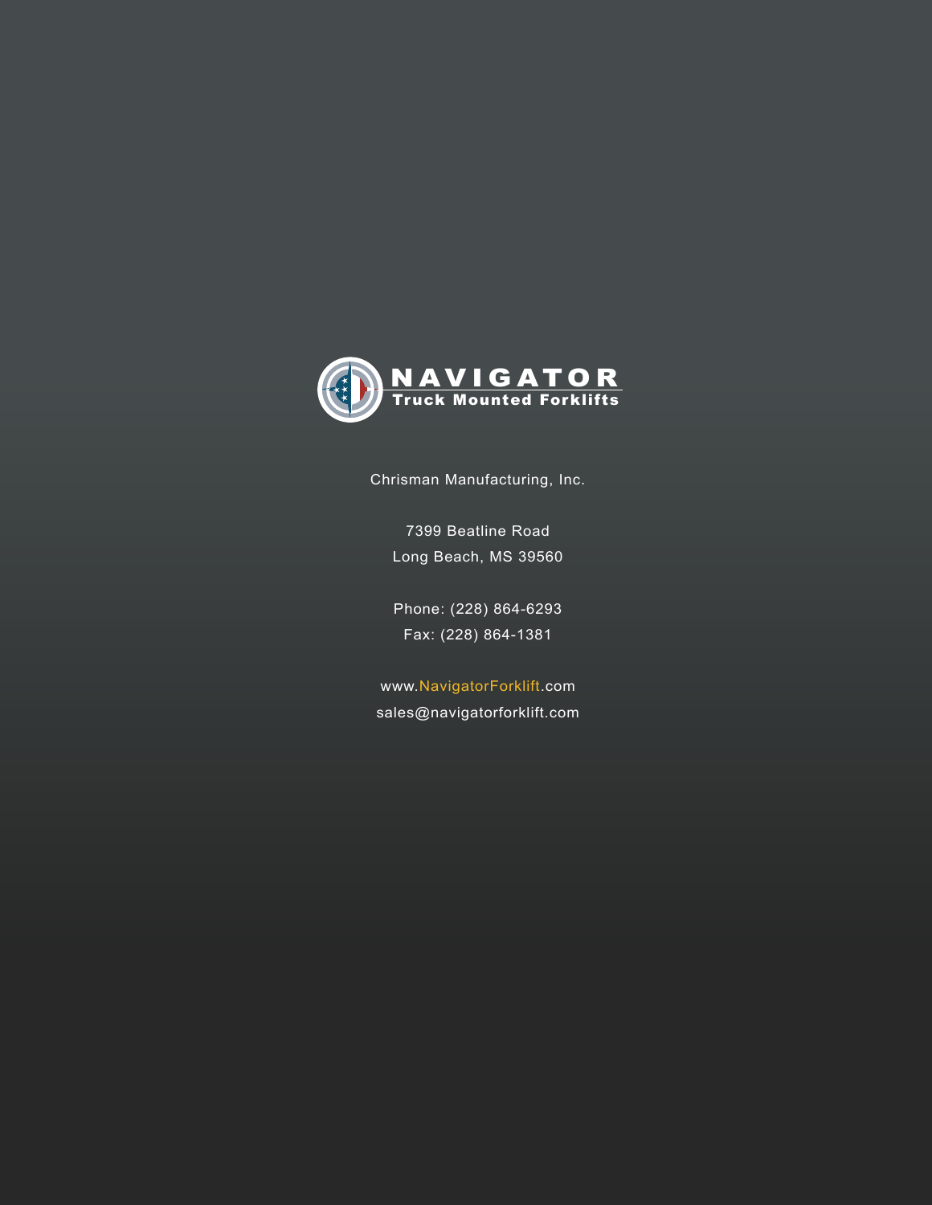NAVIGATOR

Truck Mounted Forklifts

Chrisman Manufacturing, Inc.

7399 Beatline Road
Long Beach, MS 39560

Phone: (228) 864-6293
Fax: (228) 864-1381

www.NavigatorForklift.com
sales@navigatorforklift.com